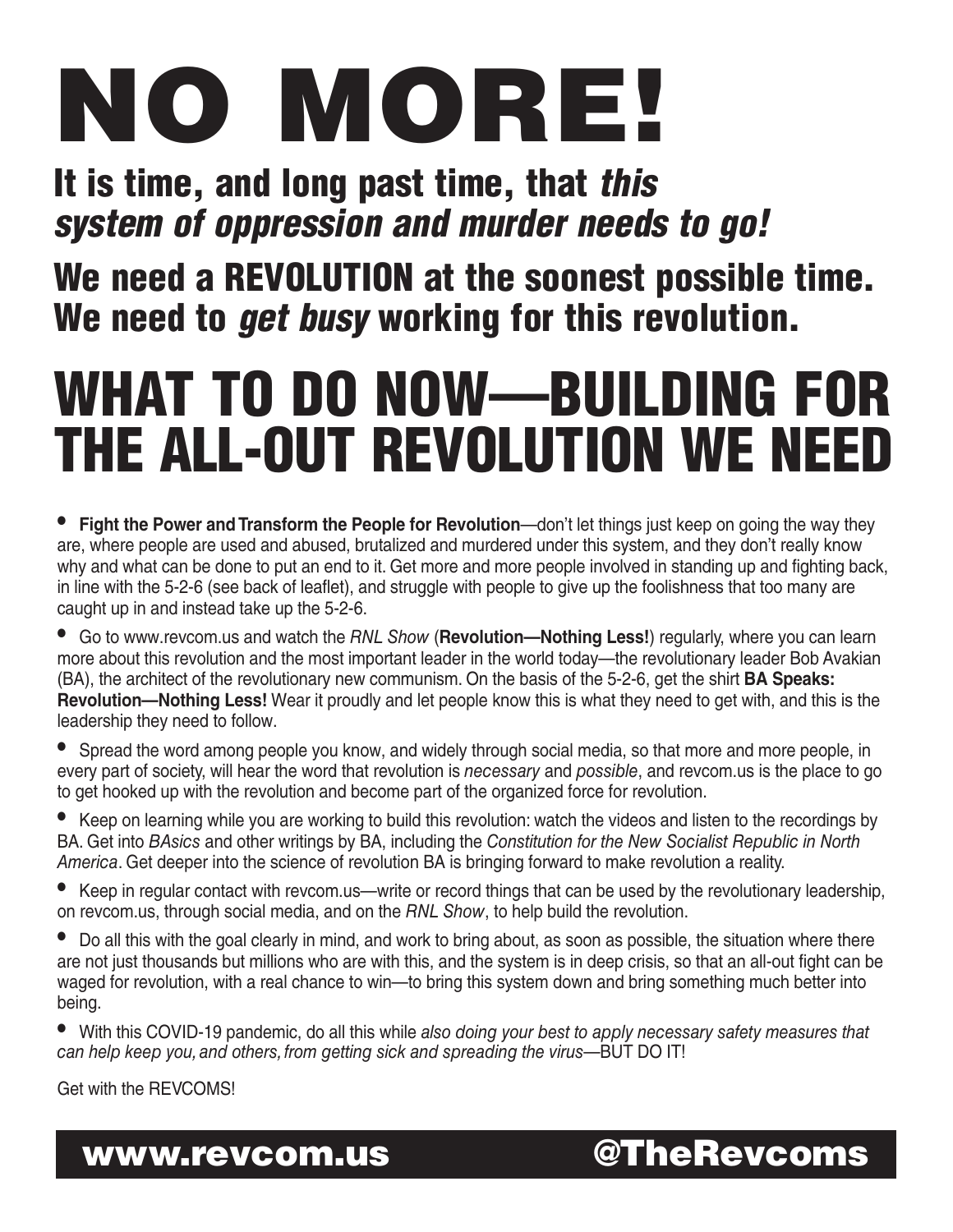# NO MORE!

## It is time, and long past time, that *this system of oppression and murder needs to go!*

## We need a REVOLUTION at the soonest possible time. We need to *get busy* working for this revolution.

# WHAT TO DO NOW—BUILDING FOR THE ALL-OUT REVOLUTION WE NEED

- **Fight the Power and Transform the People for Revolution**—don't let things just keep on going the way they are, where people are used and abused, brutalized and murdered under this system, and they don't really know why and what can be done to put an end to it. Get more and more people involved in standing up and fighting back, in line with the 5-2-6 (see back of leaflet), and struggle with people to give up the foolishness that too many are caught up in and instead take up the 5-2-6.

- Go to www.revcom.us and watch the *RNL Show* (**Revolution—Nothing Less!**) regularly, where you can learn more about this revolution and the most important leader in the world today—the revolutionary leader Bob Avakian (BA), the architect of the revolutionary new communism. On the basis of the 5-2-6, get the shirt **BA Speaks: Revolution—Nothing Less!** Wear it proudly and let people know this is what they need to get with, and this is the leadership they need to follow.

- Spread the word among people you know, and widely through social media, so that more and more people, in every part of society, will hear the word that revolution is *necessary* and *possible*, and revcom.us is the place to go to get hooked up with the revolution and become part of the organized force for revolution.

- Keep on learning while you are working to build this revolution: watch the videos and listen to the recordings by BA. Get into *BAsics* and other writings by BA, including the *Constitution for the New Socialist Republic in North America*. Get deeper into the science of revolution BA is bringing forward to make revolution a reality.

- Keep in regular contact with revcom.us—write or record things that can be used by the revolutionary leadership, on revcom.us, through social media, and on the *RNL Show*, to help build the revolution.

- Do all this with the goal clearly in mind, and work to bring about, as soon as possible, the situation where there are not just thousands but millions who are with this, and the system is in deep crisis, so that an all-out fight can be waged for revolution, with a real chance to win—to bring this system down and bring something much better into being.

- With this COVID-19 pandemic, do all this while *also doing your best to apply necessary safety measures that can help keep you, and others, from getting sick and spreading the virus*—BUT DO IT!

Get with the REVCOMS!

**www.revcom.us** **@TheRevcoms**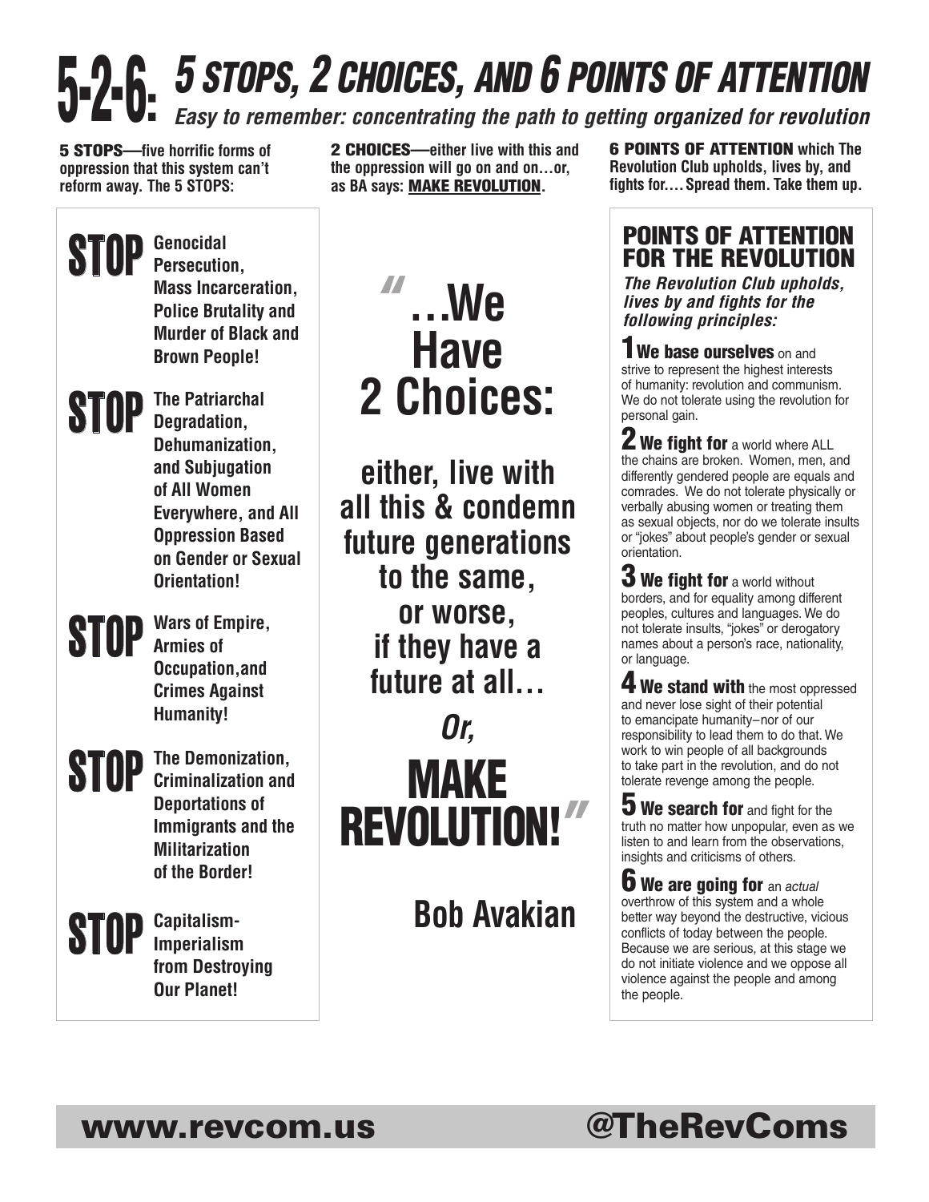# 5-2-6: *5 STOPS, 2 CHOICES, AND 6 POINTS OF ATTENTION*

***Easy to remember: concentrating the path to getting organized for revolution***

**5 STOPS—five horrific forms of oppression that this system can't reform away. The 5 STOPS:**

**2 CHOICES—either live with this and the oppression will go on and on…or, as BA says: MAKE REVOLUTION.**

**6 POINTS OF ATTENTION which The Revolution Club upholds, lives by, and fights for.… Spread them. Take them up.**

**STOP** **Genocidal Persecution, Mass Incarceration, Police Brutality and Murder of Black and Brown People!**

**STOP** **The Patriarchal Degradation, Dehumanization, and Subjugation of All Women Everywhere, and All Oppression Based on Gender or Sexual Orientation!**

**STOP** **Wars of Empire, Armies of Occupation,and Crimes Against Humanity!**

**STOP** **The Demonization, Criminalization and Deportations of Immigrants and the Militarization of the Border!**

**STOP** **Capitalism-Imperialism from Destroying Our Planet!**

> **"…We Have 2 Choices:**
>
> **either, live with all this & condemn future generations to the same, or worse, if they have a future at all…**
>
> ***Or,***
>
> **MAKE REVOLUTION!"**
>
> **Bob Avakian**

## POINTS OF ATTENTION FOR THE REVOLUTION

***The Revolution Club upholds, lives by and fights for the following principles:***

**1 We base ourselves** on and strive to represent the highest interests of humanity: revolution and communism. We do not tolerate using the revolution for personal gain.

**2 We fight for** a world where ALL the chains are broken. Women, men, and differently gendered people are equals and comrades. We do not tolerate physically or verbally abusing women or treating them as sexual objects, nor do we tolerate insults or "jokes" about people's gender or sexual orientation.

**3 We fight for** a world without borders, and for equality among different peoples, cultures and languages. We do not tolerate insults, "jokes" or derogatory names about a person's race, nationality, or language.

**4 We stand with** the most oppressed and never lose sight of their potential to emancipate humanity–nor of our responsibility to lead them to do that. We work to win people of all backgrounds to take part in the revolution, and do not tolerate revenge among the people.

**5 We search for** and fight for the truth no matter how unpopular, even as we listen to and learn from the observations, insights and criticisms of others.

**6 We are going for** an *actual* overthrow of this system and a whole better way beyond the destructive, vicious conflicts of today between the people. Because we are serious, at this stage we do not initiate violence and we oppose all violence against the people and among the people.

**www.revcom.us** **@TheRevComs**